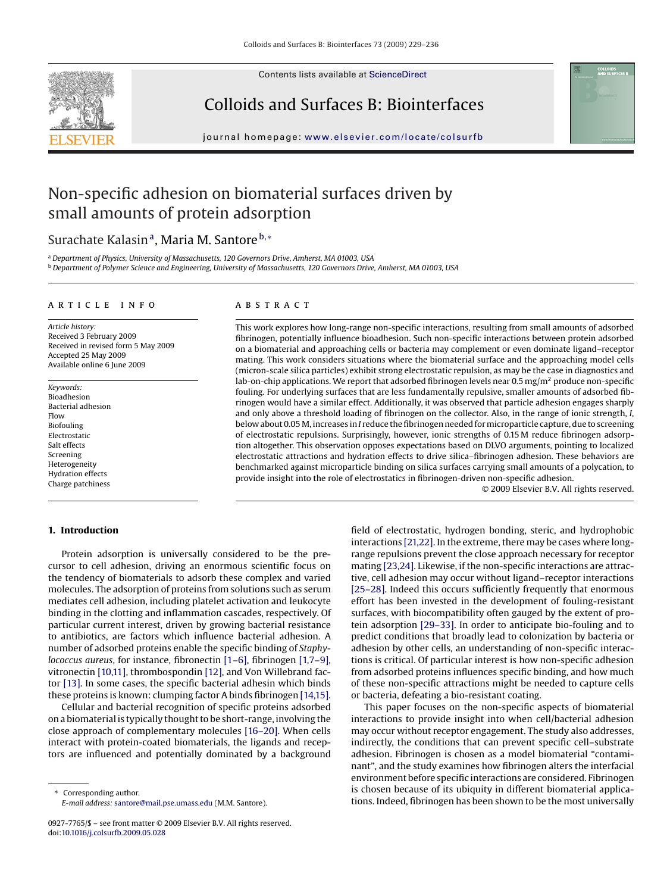# Non-specific adhesion on biomaterial surfaces driven by small amounts of protein adsorption

Surachate Kalasin[a], Maria M. Santore[b,*]

[a] Department of Physics, University of Massachusetts, 120 Governors Drive, Amherst, MA 01003, USA
[b] Department of Polymer Science and Engineering, University of Massachusetts, 120 Governors Drive, Amherst, MA 01003, USA

**ARTICLE INFO**

*Article history:*
Received 3 February 2009
Received in revised form 5 May 2009
Accepted 25 May 2009
Available online 6 June 2009

*Keywords:*
Bioadhesion
Bacterial adhesion
Flow
Biofouling
Electrostatic
Salt effects
Screening
Heterogeneity
Hydration effects
Charge patchiness

**ABSTRACT**

This work explores how long-range non-specific interactions, resulting from small amounts of adsorbed fibrinogen, potentially influence bioadhesion. Such non-specific interactions between protein adsorbed on a biomaterial and approaching cells or bacteria may complement or even dominate ligand–receptor mating. This work considers situations where the biomaterial surface and the approaching model cells (micron-scale silica particles) exhibit strong electrostatic repulsion, as may be the case in diagnostics and lab-on-chip applications. We report that adsorbed fibrinogen levels near 0.5 mg/m$^2$ produce non-specific fouling. For underlying surfaces that are less fundamentally repulsive, smaller amounts of adsorbed fibrinogen would have a similar effect. Additionally, it was observed that particle adhesion engages sharply and only above a threshold loading of fibrinogen on the collector. Also, in the range of ionic strength, $I$, below about 0.05 M, increases in $I$ reduce the fibrinogen needed for microparticle capture, due to screening of electrostatic repulsions. Surprisingly, however, ionic strengths of 0.15 M reduce fibrinogen adsorption altogether. This observation opposes expectations based on DLVO arguments, pointing to localized electrostatic attractions and hydration effects to drive silica–fibrinogen adhesion. These behaviors are benchmarked against microparticle binding on silica surfaces carrying small amounts of a polycation, to provide insight into the role of electrostatics in fibrinogen-driven non-specific adhesion.

© 2009 Elsevier B.V. All rights reserved.

## 1. Introduction

Protein adsorption is universally considered to be the precursor to cell adhesion, driving an enormous scientific focus on the tendency of biomaterials to adsorb these complex and varied molecules. The adsorption of proteins from solutions such as serum mediates cell adhesion, including platelet activation and leukocyte binding in the clotting and inflammation cascades, respectively. Of particular current interest, driven by growing bacterial resistance to antibiotics, are factors which influence bacterial adhesion. A number of adsorbed proteins enable the specific binding of *Staphylococcus aureus*, for instance, fibronectin [1–6], fibrinogen [1,7–9], vitronectin [10,11], thrombospondin [12], and Von Willebrand factor [13]. In some cases, the specific bacterial adhesin which binds these proteins is known: clumping factor A binds fibrinogen [14,15].

Cellular and bacterial recognition of specific proteins adsorbed on a biomaterial is typically thought to be short-range, involving the close approach of complementary molecules [16–20]. When cells interact with protein-coated biomaterials, the ligands and receptors are influenced and potentially dominated by a background field of electrostatic, hydrogen bonding, steric, and hydrophobic interactions [21,22]. In the extreme, there may be cases where long-range repulsions prevent the close approach necessary for receptor mating [23,24]. Likewise, if the non-specific interactions are attractive, cell adhesion may occur without ligand–receptor interactions [25–28]. Indeed this occurs sufficiently frequently that enormous effort has been invested in the development of fouling-resistant surfaces, with biocompatibility often gauged by the extent of protein adsorption [29–33]. In order to anticipate bio-fouling and to predict conditions that broadly lead to colonization by bacteria or adhesion by other cells, an understanding of non-specific interactions is critical. Of particular interest is how non-specific adhesion from adsorbed proteins influences specific binding, and how much of these non-specific attractions might be needed to capture cells or bacteria, defeating a bio-resistant coating.

This paper focuses on the non-specific aspects of biomaterial interactions to provide insight into when cell/bacterial adhesion may occur without receptor engagement. The study also addresses, indirectly, the conditions that can prevent specific cell–substrate adhesion. Fibrinogen is chosen as a model biomaterial "contaminant", and the study examines how fibrinogen alters the interfacial environment before specific interactions are considered. Fibrinogen is chosen because of its ubiquity in different biomaterial applications. Indeed, fibrinogen has been shown to be the most universally

\* Corresponding author.
*E-mail address:* santore@mail.pse.umass.edu (M.M. Santore).

0927-7765/$ – see front matter © 2009 Elsevier B.V. All rights reserved.
doi:10.1016/j.colsurfb.2009.05.028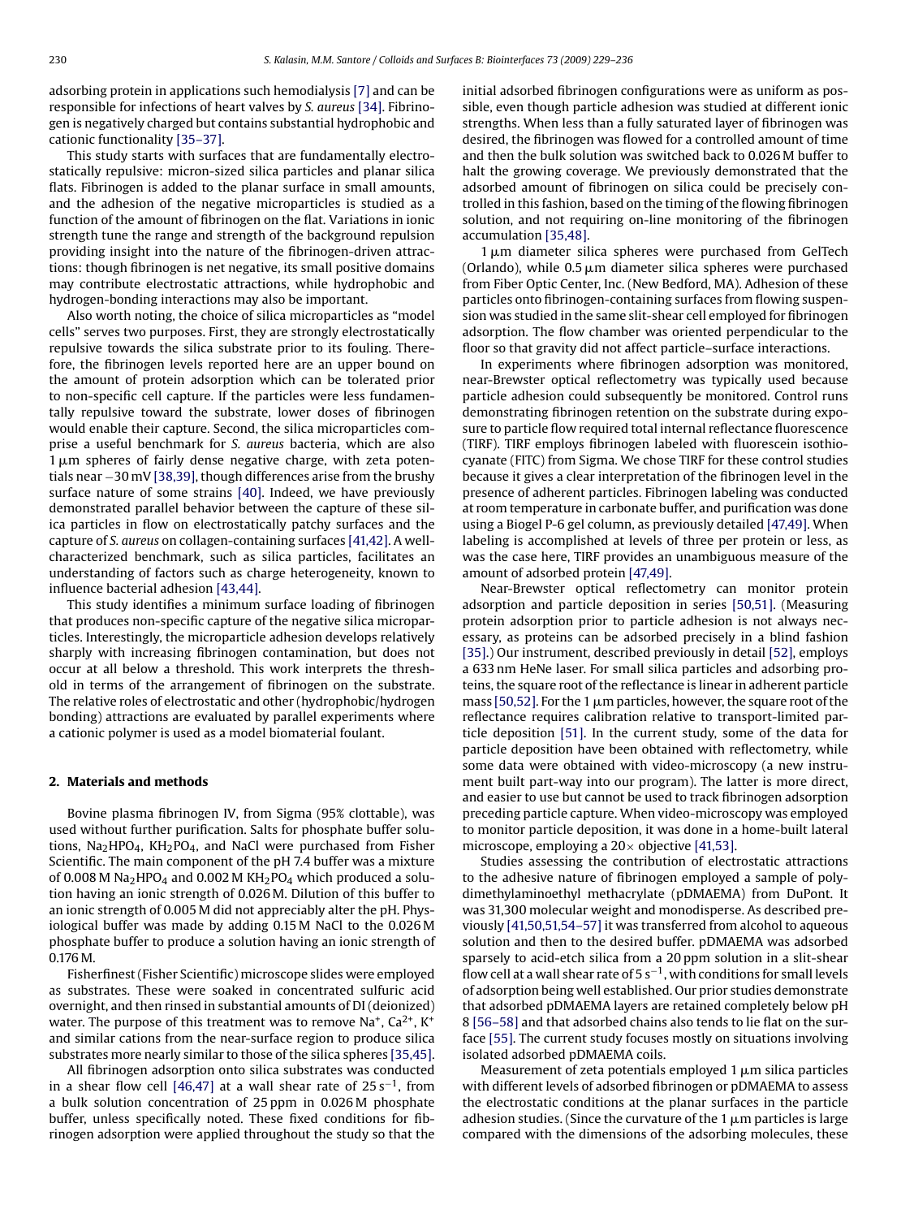adsorbing protein in applications such hemodialysis [7] and can be responsible for infections of heart valves by *S. aureus* [34]. Fibrinogen is negatively charged but contains substantial hydrophobic and cationic functionality [35–37].

This study starts with surfaces that are fundamentally electrostatically repulsive: micron-sized silica particles and planar silica flats. Fibrinogen is added to the planar surface in small amounts, and the adhesion of the negative microparticles is studied as a function of the amount of fibrinogen on the flat. Variations in ionic strength tune the range and strength of the background repulsion providing insight into the nature of the fibrinogen-driven attractions: though fibrinogen is net negative, its small positive domains may contribute electrostatic attractions, while hydrophobic and hydrogen-bonding interactions may also be important.

Also worth noting, the choice of silica microparticles as "model cells" serves two purposes. First, they are strongly electrostatically repulsive towards the silica substrate prior to its fouling. Therefore, the fibrinogen levels reported here are an upper bound on the amount of protein adsorption which can be tolerated prior to non-specific cell capture. If the particles were less fundamentally repulsive toward the substrate, lower doses of fibrinogen would enable their capture. Second, the silica microparticles comprise a useful benchmark for *S. aureus* bacteria, which are also 1 μm spheres of fairly dense negative charge, with zeta potentials near −30 mV [38,39], though differences arise from the brushy surface nature of some strains [40]. Indeed, we have previously demonstrated parallel behavior between the capture of these silica particles in flow on electrostatically patchy surfaces and the capture of *S. aureus* on collagen-containing surfaces [41,42]. A well-characterized benchmark, such as silica particles, facilitates an understanding of factors such as charge heterogeneity, known to influence bacterial adhesion [43,44].

This study identifies a minimum surface loading of fibrinogen that produces non-specific capture of the negative silica microparticles. Interestingly, the microparticle adhesion develops relatively sharply with increasing fibrinogen contamination, but does not occur at all below a threshold. This work interprets the threshold in terms of the arrangement of fibrinogen on the substrate. The relative roles of electrostatic and other (hydrophobic/hydrogen bonding) attractions are evaluated by parallel experiments where a cationic polymer is used as a model biomaterial foulant.

## 2. Materials and methods

Bovine plasma fibrinogen IV, from Sigma (95% clottable), was used without further purification. Salts for phosphate buffer solutions, $Na_2HPO_4$, $KH_2PO_4$, and NaCl were purchased from Fisher Scientific. The main component of the pH 7.4 buffer was a mixture of 0.008 M $Na_2HPO_4$ and 0.002 M $KH_2PO_4$ which produced a solution having an ionic strength of 0.026 M. Dilution of this buffer to an ionic strength of 0.005 M did not appreciably alter the pH. Physiological buffer was made by adding 0.15 M NaCl to the 0.026 M phosphate buffer to produce a solution having an ionic strength of 0.176 M.

Fisherfinest (Fisher Scientific) microscope slides were employed as substrates. These were soaked in concentrated sulfuric acid overnight, and then rinsed in substantial amounts of DI (deionized) water. The purpose of this treatment was to remove $Na^+$, $Ca^{2+}$, $K^+$ and similar cations from the near-surface region to produce silica substrates more nearly similar to those of the silica spheres [35,45].

All fibrinogen adsorption onto silica substrates was conducted in a shear flow cell [46,47] at a wall shear rate of 25 $s^{-1}$, from a bulk solution concentration of 25 ppm in 0.026 M phosphate buffer, unless specifically noted. These fixed conditions for fibrinogen adsorption were applied throughout the study so that the initial adsorbed fibrinogen configurations were as uniform as possible, even though particle adhesion was studied at different ionic strengths. When less than a fully saturated layer of fibrinogen was desired, the fibrinogen was flowed for a controlled amount of time and then the bulk solution was switched back to 0.026 M buffer to halt the growing coverage. We previously demonstrated that the adsorbed amount of fibrinogen on silica could be precisely controlled in this fashion, based on the timing of the flowing fibrinogen solution, and not requiring on-line monitoring of the fibrinogen accumulation [35,48].

1 μm diameter silica spheres were purchased from GelTech (Orlando), while 0.5 μm diameter silica spheres were purchased from Fiber Optic Center, Inc. (New Bedford, MA). Adhesion of these particles onto fibrinogen-containing surfaces from flowing suspension was studied in the same slit-shear cell employed for fibrinogen adsorption. The flow chamber was oriented perpendicular to the floor so that gravity did not affect particle–surface interactions.

In experiments where fibrinogen adsorption was monitored, near-Brewster optical reflectometry was typically used because particle adhesion could subsequently be monitored. Control runs demonstrating fibrinogen retention on the substrate during exposure to particle flow required total internal reflectance fluorescence (TIRF). TIRF employs fibrinogen labeled with fluorescein isothiocyanate (FITC) from Sigma. We chose TIRF for these control studies because it gives a clear interpretation of the fibrinogen level in the presence of adherent particles. Fibrinogen labeling was conducted at room temperature in carbonate buffer, and purification was done using a Biogel P-6 gel column, as previously detailed [47,49]. When labeling is accomplished at levels of three per protein or less, as was the case here, TIRF provides an unambiguous measure of the amount of adsorbed protein [47,49].

Near-Brewster optical reflectometry can monitor protein adsorption and particle deposition in series [50,51]. (Measuring protein adsorption prior to particle adhesion is not always necessary, as proteins can be adsorbed precisely in a blind fashion [35].) Our instrument, described previously in detail [52], employs a 633 nm HeNe laser. For small silica particles and adsorbing proteins, the square root of the reflectance is linear in adherent particle mass [50,52]. For the 1 μm particles, however, the square root of the reflectance requires calibration relative to transport-limited particle deposition [51]. In the current study, some of the data for particle deposition have been obtained with reflectometry, while some data were obtained with video-microscopy (a new instrument built part-way into our program). The latter is more direct, and easier to use but cannot be used to track fibrinogen adsorption preceding particle capture. When video-microscopy was employed to monitor particle deposition, it was done in a home-built lateral microscope, employing a 20× objective [41,53].

Studies assessing the contribution of electrostatic attractions to the adhesive nature of fibrinogen employed a sample of poly-dimethylaminoethyl methacrylate (pDMAEMA) from DuPont. It was 31,300 molecular weight and monodisperse. As described previously [41,50,51,54–57] it was transferred from alcohol to aqueous solution and then to the desired buffer. pDMAEMA was adsorbed sparsely to acid-etch silica from a 20 ppm solution in a slit-shear flow cell at a wall shear rate of 5 $s^{-1}$, with conditions for small levels of adsorption being well established. Our prior studies demonstrate that adsorbed pDMAEMA layers are retained completely below pH 8 [56–58] and that adsorbed chains also tends to lie flat on the surface [55]. The current study focuses mostly on situations involving isolated adsorbed pDMAEMA coils.

Measurement of zeta potentials employed 1 μm silica particles with different levels of adsorbed fibrinogen or pDMAEMA to assess the electrostatic conditions at the planar surfaces in the particle adhesion studies. (Since the curvature of the 1 μm particles is large compared with the dimensions of the adsorbing molecules, these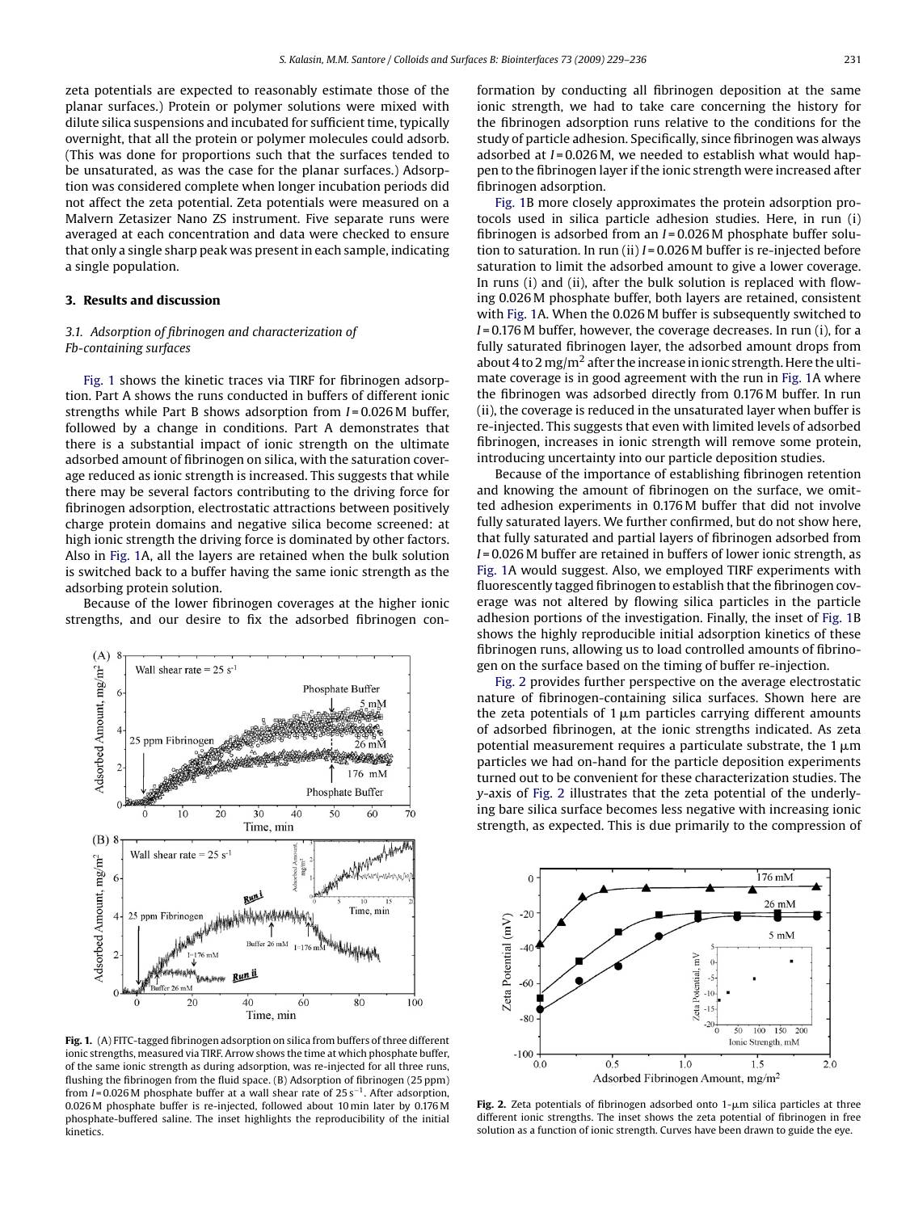zeta potentials are expected to reasonably estimate those of the planar surfaces.) Protein or polymer solutions were mixed with dilute silica suspensions and incubated for sufficient time, typically overnight, that all the protein or polymer molecules could adsorb. (This was done for proportions such that the surfaces tended to be unsaturated, as was the case for the planar surfaces.) Adsorption was considered complete when longer incubation periods did not affect the zeta potential. Zeta potentials were measured on a Malvern Zetasizer Nano ZS instrument. Five separate runs were averaged at each concentration and data were checked to ensure that only a single sharp peak was present in each sample, indicating a single population.

## 3. Results and discussion

### 3.1. Adsorption of fibrinogen and characterization of Fb-containing surfaces

Fig. 1 shows the kinetic traces via TIRF for fibrinogen adsorption. Part A shows the runs conducted in buffers of different ionic strengths while Part B shows adsorption from $I = 0.026$ M buffer, followed by a change in conditions. Part A demonstrates that there is a substantial impact of ionic strength on the ultimate adsorbed amount of fibrinogen on silica, with the saturation coverage reduced as ionic strength is increased. This suggests that while there may be several factors contributing to the driving force for fibrinogen adsorption, electrostatic attractions between positively charge protein domains and negative silica become screened: at high ionic strength the driving force is dominated by other factors. Also in Fig. 1A, all the layers are retained when the bulk solution is switched back to a buffer having the same ionic strength as the adsorbing protein solution.

Because of the lower fibrinogen coverages at the higher ionic strengths, and our desire to fix the adsorbed fibrinogen conformation by conducting all fibrinogen deposition at the same ionic strength, we had to take care concerning the history for the fibrinogen adsorption runs relative to the conditions for the study of particle adhesion. Specifically, since fibrinogen was always adsorbed at $I = 0.026$ M, we needed to establish what would happen to the fibrinogen layer if the ionic strength were increased after fibrinogen adsorption.

Fig. 1B more closely approximates the protein adsorption protocols used in silica particle adhesion studies. Here, in run (i) fibrinogen is adsorbed from an $I = 0.026$ M phosphate buffer solution to saturation. In run (ii) $I = 0.026$ M buffer is re-injected before saturation to limit the adsorbed amount to give a lower coverage. In runs (i) and (ii), after the bulk solution is replaced with flowing 0.026 M phosphate buffer, both layers are retained, consistent with Fig. 1A. When the 0.026 M buffer is subsequently switched to $I = 0.176$ M buffer, however, the coverage decreases. In run (i), for a fully saturated fibrinogen layer, the adsorbed amount drops from about 4 to 2 mg/m$^2$ after the increase in ionic strength. Here the ultimate coverage is in good agreement with the run in Fig. 1A where the fibrinogen was adsorbed directly from 0.176 M buffer. In run (ii), the coverage is reduced in the unsaturated layer when buffer is re-injected. This suggests that even with limited levels of adsorbed fibrinogen, increases in ionic strength will remove some protein, introducing uncertainty into our particle deposition studies.

Because of the importance of establishing fibrinogen retention and knowing the amount of fibrinogen on the surface, we omitted adhesion experiments in 0.176 M buffer that did not involve fully saturated layers. We further confirmed, but do not show here, that fully saturated and partial layers of fibrinogen adsorbed from $I = 0.026$ M buffer are retained in buffers of lower ionic strength, as Fig. 1A would suggest. Also, we employed TIRF experiments with fluorescently tagged fibrinogen to establish that the fibrinogen coverage was not altered by flowing silica particles in the particle adhesion portions of the investigation. Finally, the inset of Fig. 1B shows the highly reproducible initial adsorption kinetics of these fibrinogen runs, allowing us to load controlled amounts of fibrinogen on the surface based on the timing of buffer re-injection.

Fig. 2 provides further perspective on the average electrostatic nature of fibrinogen-containing silica surfaces. Shown here are the zeta potentials of 1 μm particles carrying different amounts of adsorbed fibrinogen, at the ionic strengths indicated. As zeta potential measurement requires a particulate substrate, the 1 μm particles we had on-hand for the particle deposition experiments turned out to be convenient for these characterization studies. The $y$-axis of Fig. 2 illustrates that the zeta potential of the underlying bare silica surface becomes less negative with increasing ionic strength, as expected. This is due primarily to the compression of

**Fig. 1.** (A) FITC-tagged fibrinogen adsorption on silica from buffers of three different ionic strengths, measured via TIRF. Arrow shows the time at which phosphate buffer, of the same ionic strength as during adsorption, was re-injected for all three runs, flushing the fibrinogen from the fluid space. (B) Adsorption of fibrinogen (25 ppm) from $I = 0.026$ M phosphate buffer at a wall shear rate of 25 s$^{-1}$. After adsorption, 0.026 M phosphate buffer is re-injected, followed about 10 min later by 0.176 M phosphate-buffered saline. The inset highlights the reproducibility of the initial kinetics.

**Fig. 2.** Zeta potentials of fibrinogen adsorbed onto 1-μm silica particles at three different ionic strengths. The inset shows the zeta potential of fibrinogen in free solution as a function of ionic strength. Curves have been drawn to guide the eye.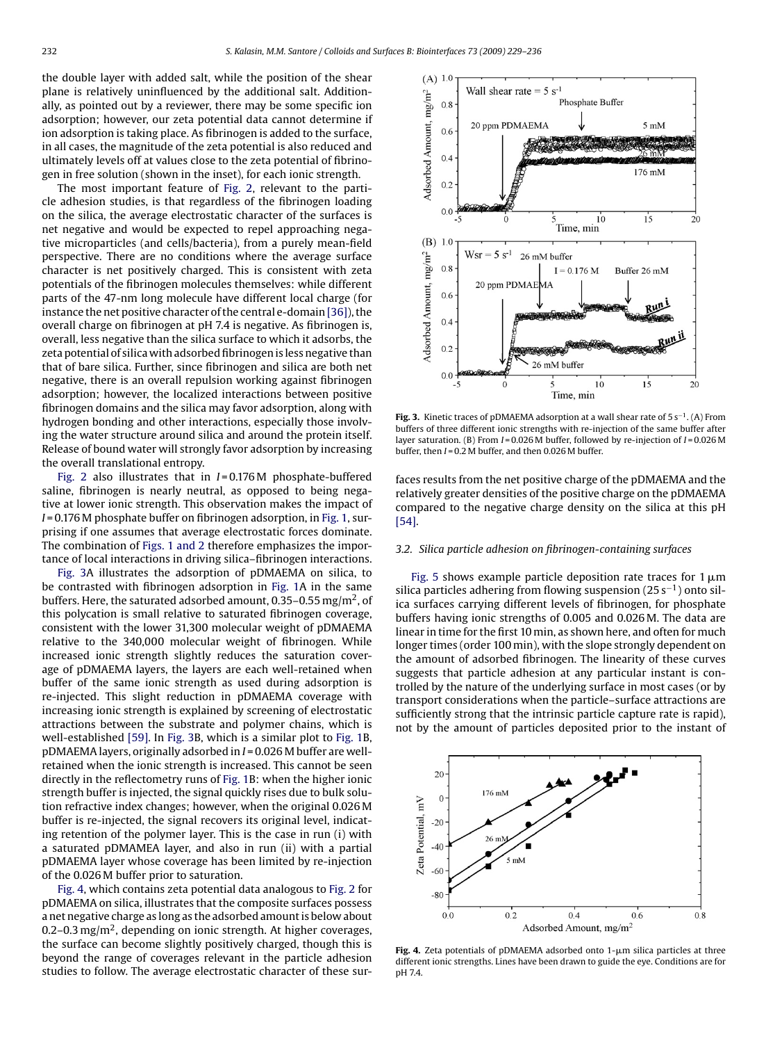the double layer with added salt, while the position of the shear plane is relatively uninfluenced by the additional salt. Additionally, as pointed out by a reviewer, there may be some specific ion adsorption; however, our zeta potential data cannot determine if ion adsorption is taking place. As fibrinogen is added to the surface, in all cases, the magnitude of the zeta potential is also reduced and ultimately levels off at values close to the zeta potential of fibrinogen in free solution (shown in the inset), for each ionic strength.

The most important feature of Fig. 2, relevant to the particle adhesion studies, is that regardless of the fibrinogen loading on the silica, the average electrostatic character of the surfaces is net negative and would be expected to repel approaching negative microparticles (and cells/bacteria), from a purely mean-field perspective. There are no conditions where the average surface character is net positively charged. This is consistent with zeta potentials of the fibrinogen molecules themselves: while different parts of the 47-nm long molecule have different local charge (for instance the net positive character of the central e-domain [36]), the overall charge on fibrinogen at pH 7.4 is negative. As fibrinogen is, overall, less negative than the silica surface to which it adsorbs, the zeta potential of silica with adsorbed fibrinogen is less negative than that of bare silica. Further, since fibrinogen and silica are both net negative, there is an overall repulsion working against fibrinogen adsorption; however, the localized interactions between positive fibrinogen domains and the silica may favor adsorption, along with hydrogen bonding and other interactions, especially those involving the water structure around silica and around the protein itself. Release of bound water will strongly favor adsorption by increasing the overall translational entropy.

Fig. 2 also illustrates that in $I$ = 0.176 M phosphate-buffered saline, fibrinogen is nearly neutral, as opposed to being negative at lower ionic strength. This observation makes the impact of $I$ = 0.176 M phosphate buffer on fibrinogen adsorption, in Fig. 1, surprising if one assumes that average electrostatic forces dominate. The combination of Figs. 1 and 2 therefore emphasizes the importance of local interactions in driving silica–fibrinogen interactions.

Fig. 3A illustrates the adsorption of pDMAEMA on silica, to be contrasted with fibrinogen adsorption in Fig. 1A in the same buffers. Here, the saturated adsorbed amount, 0.35–0.55 mg/m$^2$, of this polycation is small relative to saturated fibrinogen coverage, consistent with the lower 31,300 molecular weight of pDMAEMA relative to the 340,000 molecular weight of fibrinogen. While increased ionic strength slightly reduces the saturation coverage of pDMAEMA layers, the layers are each well-retained when buffer of the same ionic strength as used during adsorption is re-injected. This slight reduction in pDMAEMA coverage with increasing ionic strength is explained by screening of electrostatic attractions between the substrate and polymer chains, which is well-established [59]. In Fig. 3B, which is a similar plot to Fig. 1B, pDMAEMA layers, originally adsorbed in $I$ = 0.026 M buffer are well-retained when the ionic strength is increased. This cannot be seen directly in the reflectometry runs of Fig. 1B: when the higher ionic strength buffer is injected, the signal quickly rises due to bulk solution refractive index changes; however, when the original 0.026 M buffer is re-injected, the signal recovers its original level, indicating retention of the polymer layer. This is the case in run (i) with a saturated pDMAMEA layer, and also in run (ii) with a partial pDMAEMA layer whose coverage has been limited by re-injection of the 0.026 M buffer prior to saturation.

Fig. 4, which contains zeta potential data analogous to Fig. 2 for pDMAEMA on silica, illustrates that the composite surfaces possess a net negative charge as long as the adsorbed amount is below about 0.2–0.3 mg/m$^2$, depending on ionic strength. At higher coverages, the surface can become slightly positively charged, though this is beyond the range of coverages relevant in the particle adhesion studies to follow. The average electrostatic character of these surfaces results from the net positive charge of the pDMAEMA and the relatively greater densities of the positive charge on the pDMAEMA compared to the negative charge density on the silica at this pH [54].

**Fig. 3.** Kinetic traces of pDMAEMA adsorption at a wall shear rate of 5 s$^{-1}$. (A) From buffers of three different ionic strengths with re-injection of the same buffer after layer saturation. (B) From $I$ = 0.026 M buffer, followed by re-injection of $I$ = 0.026 M buffer, then $I$ = 0.2 M buffer, and then 0.026 M buffer.

### 3.2. Silica particle adhesion on fibrinogen-containing surfaces

Fig. 5 shows example particle deposition rate traces for 1 μm silica particles adhering from flowing suspension (25 s$^{-1}$) onto silica surfaces carrying different levels of fibrinogen, for phosphate buffers having ionic strengths of 0.005 and 0.026 M. The data are linear in time for the first 10 min, as shown here, and often for much longer times (order 100 min), with the slope strongly dependent on the amount of adsorbed fibrinogen. The linearity of these curves suggests that particle adhesion at any particular instant is controlled by the nature of the underlying surface in most cases (or by transport considerations when the particle–surface attractions are sufficiently strong that the intrinsic particle capture rate is rapid), not by the amount of particles deposited prior to the instant of

**Fig. 4.** Zeta potentials of pDMAEMA adsorbed onto 1-μm silica particles at three different ionic strengths. Lines have been drawn to guide the eye. Conditions are for pH 7.4.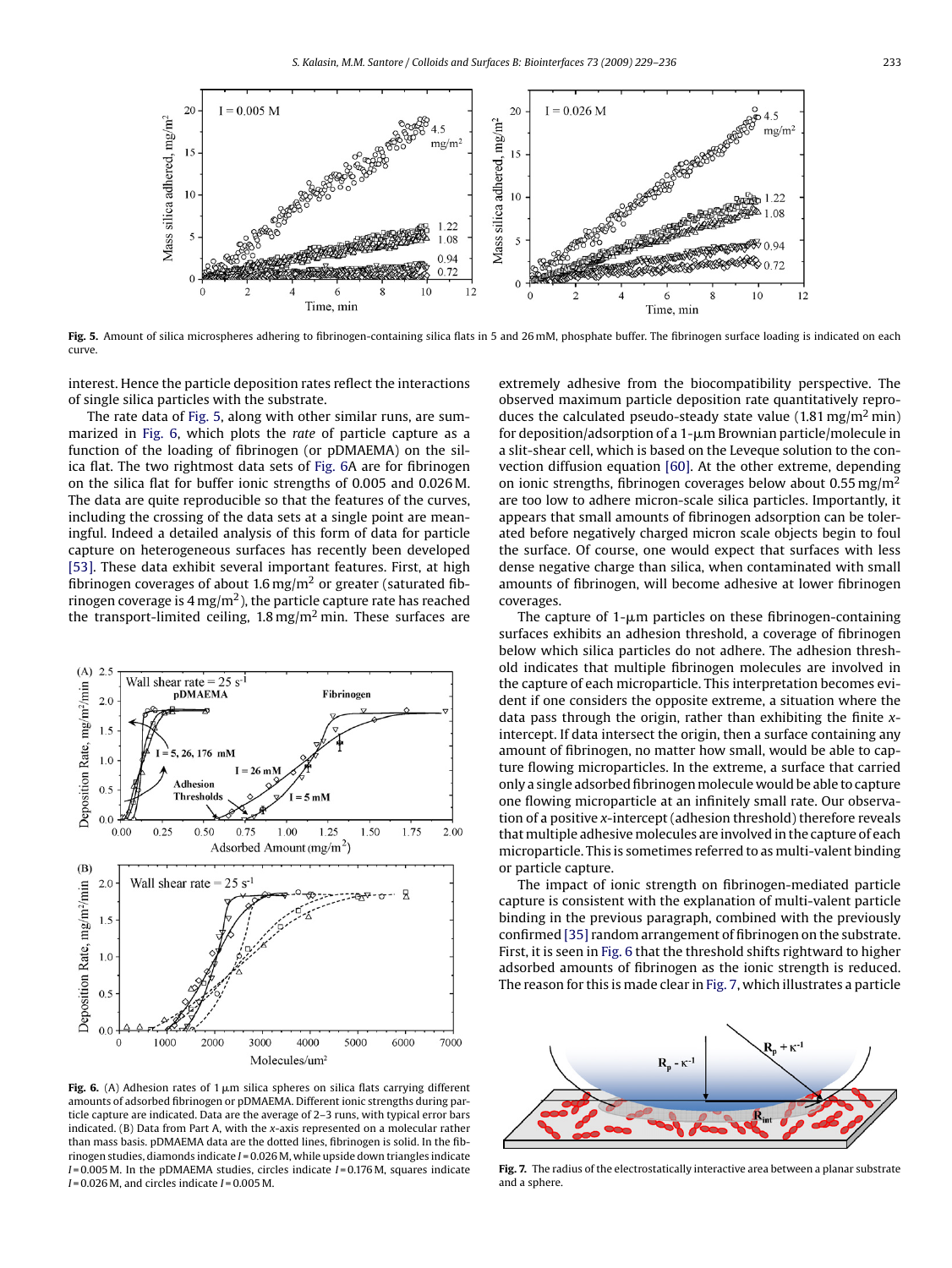interest. Hence the particle deposition rates reflect the interactions of single silica particles with the substrate.

The rate data of Fig. 5, along with other similar runs, are summarized in Fig. 6, which plots the *rate* of particle capture as a function of the loading of fibrinogen (or pDMAEMA) on the silica flat. The two rightmost data sets of Fig. 6A are for fibrinogen on the silica flat for buffer ionic strengths of 0.005 and 0.026 M. The data are quite reproducible so that the features of the curves, including the crossing of the data sets at a single point are meaningful. Indeed a detailed analysis of this form of data for particle capture on heterogeneous surfaces has recently been developed [53]. These data exhibit several important features. First, at high fibrinogen coverages of about 1.6 mg/m$^2$ or greater (saturated fibrinogen coverage is 4 mg/m$^2$), the particle capture rate has reached the transport-limited ceiling, 1.8 mg/m$^2$ min. These surfaces are extremely adhesive from the biocompatibility perspective. The observed maximum particle deposition rate quantitatively reproduces the calculated pseudo-steady state value (1.81 mg/m$^2$ min) for deposition/adsorption of a 1-μm Brownian particle/molecule in a slit-shear cell, which is based on the Leveque solution to the convection diffusion equation [60]. At the other extreme, depending on ionic strengths, fibrinogen coverages below about 0.55 mg/m$^2$ are too low to adhere micron-scale silica particles. Importantly, it appears that small amounts of fibrinogen adsorption can be tolerated before negatively charged micron scale objects begin to foul the surface. Of course, one would expect that surfaces with less dense negative charge than silica, when contaminated with small amounts of fibrinogen, will become adhesive at lower fibrinogen coverages.

The capture of 1-μm particles on these fibrinogen-containing surfaces exhibits an adhesion threshold, a coverage of fibrinogen below which silica particles do not adhere. The adhesion threshold indicates that multiple fibrinogen molecules are involved in the capture of each microparticle. This interpretation becomes evident if one considers the opposite extreme, a situation where the data pass through the origin, rather than exhibiting the finite *x*-intercept. If data intersect the origin, then a surface containing any amount of fibrinogen, no matter how small, would be able to capture flowing microparticles. In the extreme, a surface that carried only a single adsorbed fibrinogen molecule would be able to capture one flowing microparticle at an infinitely small rate. Our observation of a positive *x*-intercept (adhesion threshold) therefore reveals that multiple adhesive molecules are involved in the capture of each microparticle. This is sometimes referred to as multi-valent binding or particle capture.

The impact of ionic strength on fibrinogen-mediated particle capture is consistent with the explanation of multi-valent particle binding in the previous paragraph, combined with the previously confirmed [35] random arrangement of fibrinogen on the substrate. First, it is seen in Fig. 6 that the threshold shifts rightward to higher adsorbed amounts of fibrinogen as the ionic strength is reduced. The reason for this is made clear in Fig. 7, which illustrates a particle

**Fig. 5.** Amount of silica microspheres adhering to fibrinogen-containing silica flats in 5 and 26 mM, phosphate buffer. The fibrinogen surface loading is indicated on each curve.

**Fig. 6.** (A) Adhesion rates of 1 μm silica spheres on silica flats carrying different amounts of adsorbed fibrinogen or pDMAEMA. Different ionic strengths during particle capture are indicated. Data are the average of 2–3 runs, with typical error bars indicated. (B) Data from Part A, with the *x*-axis represented on a molecular rather than mass basis. pDMAEMA data are the dotted lines, fibrinogen is solid. In the fibrinogen studies, diamonds indicate $I$ = 0.026 M, while upside down triangles indicate $I$ = 0.005 M. In the pDMAEMA studies, circles indicate $I$ = 0.176 M, squares indicate $I$ = 0.026 M, and circles indicate $I$ = 0.005 M.

**Fig. 7.** The radius of the electrostatically interactive area between a planar substrate and a sphere.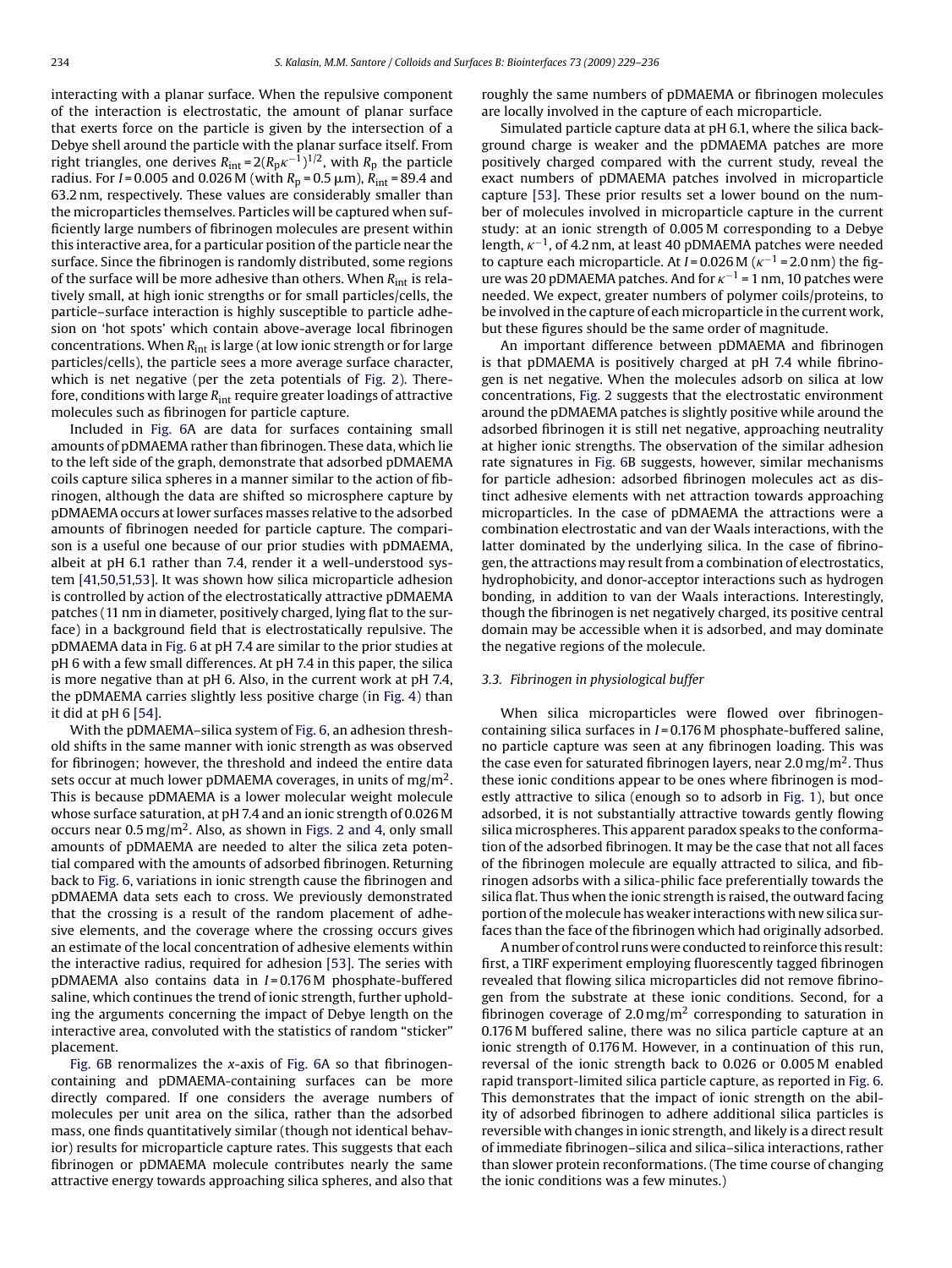interacting with a planar surface. When the repulsive component of the interaction is electrostatic, the amount of planar surface that exerts force on the particle is given by the intersection of a Debye shell around the particle with the planar surface itself. From right triangles, one derives $R_{int} = 2(R_p\kappa^{-1})^{1/2}$, with $R_p$ the particle radius. For $I$ = 0.005 and 0.026 M (with $R_p$ = 0.5 μm), $R_{int}$ = 89.4 and 63.2 nm, respectively. These values are considerably smaller than the microparticles themselves. Particles will be captured when sufficiently large numbers of fibrinogen molecules are present within this interactive area, for a particular position of the particle near the surface. Since the fibrinogen is randomly distributed, some regions of the surface will be more adhesive than others. When $R_{int}$ is relatively small, at high ionic strengths or for small particles/cells, the particle–surface interaction is highly susceptible to particle adhesion on 'hot spots' which contain above-average local fibrinogen concentrations. When $R_{int}$ is large (at low ionic strength or for large particles/cells), the particle sees a more average surface character, which is net negative (per the zeta potentials of Fig. 2). Therefore, conditions with large $R_{int}$ require greater loadings of attractive molecules such as fibrinogen for particle capture.

Included in Fig. 6A are data for surfaces containing small amounts of pDMAEMA rather than fibrinogen. These data, which lie to the left side of the graph, demonstrate that adsorbed pDMAEMA coils capture silica spheres in a manner similar to the action of fibrinogen, although the data are shifted so microsphere capture by pDMAEMA occurs at lower surfaces masses relative to the adsorbed amounts of fibrinogen needed for particle capture. The comparison is a useful one because of our prior studies with pDMAEMA, albeit at pH 6.1 rather than 7.4, render it a well-understood system [41,50,51,53]. It was shown how silica microparticle adhesion is controlled by action of the electrostatically attractive pDMAEMA patches (11 nm in diameter, positively charged, lying flat to the surface) in a background field that is electrostatically repulsive. The pDMAEMA data in Fig. 6 at pH 7.4 are similar to the prior studies at pH 6 with a few small differences. At pH 7.4 in this paper, the silica is more negative than at pH 6. Also, in the current work at pH 7.4, the pDMAEMA carries slightly less positive charge (in Fig. 4) than it did at pH 6 [54].

With the pDMAEMA–silica system of Fig. 6, an adhesion threshold shifts in the same manner with ionic strength as was observed for fibrinogen; however, the threshold and indeed the entire data sets occur at much lower pDMAEMA coverages, in units of mg/m$^2$. This is because pDMAEMA is a lower molecular weight molecule whose surface saturation, at pH 7.4 and an ionic strength of 0.026 M occurs near 0.5 mg/m$^2$. Also, as shown in Figs. 2 and 4, only small amounts of pDMAEMA are needed to alter the silica zeta potential compared with the amounts of adsorbed fibrinogen. Returning back to Fig. 6, variations in ionic strength cause the fibrinogen and pDMAEMA data sets each to cross. We previously demonstrated that the crossing is a result of the random placement of adhesive elements, and the coverage where the crossing occurs gives an estimate of the local concentration of adhesive elements within the interactive radius, required for adhesion [53]. The series with pDMAEMA also contains data in $I$ = 0.176 M phosphate-buffered saline, which continues the trend of ionic strength, further upholding the arguments concerning the impact of Debye length on the interactive area, convoluted with the statistics of random "sticker" placement.

Fig. 6B renormalizes the $x$-axis of Fig. 6A so that fibrinogen-containing and pDMAEMA-containing surfaces can be more directly compared. If one considers the average numbers of molecules per unit area on the silica, rather than the adsorbed mass, one finds quantitatively similar (though not identical behavior) results for microparticle capture rates. This suggests that each fibrinogen or pDMAEMA molecule contributes nearly the same attractive energy towards approaching silica spheres, and also that roughly the same numbers of pDMAEMA or fibrinogen molecules are locally involved in the capture of each microparticle.

Simulated particle capture data at pH 6.1, where the silica background charge is weaker and the pDMAEMA patches are more positively charged compared with the current study, reveal the exact numbers of pDMAEMA patches involved in microparticle capture [53]. These prior results set a lower bound on the number of molecules involved in microparticle capture in the current study: at an ionic strength of 0.005 M corresponding to a Debye length, $\kappa^{-1}$, of 4.2 nm, at least 40 pDMAEMA patches were needed to capture each microparticle. At $I$ = 0.026 M ($\kappa^{-1}$ = 2.0 nm) the figure was 20 pDMAEMA patches. And for $\kappa^{-1}$ = 1 nm, 10 patches were needed. We expect, greater numbers of polymer coils/proteins, to be involved in the capture of each microparticle in the current work, but these figures should be the same order of magnitude.

An important difference between pDMAEMA and fibrinogen is that pDMAEMA is positively charged at pH 7.4 while fibrinogen is net negative. When the molecules adsorb on silica at low concentrations, Fig. 2 suggests that the electrostatic environment around the pDMAEMA patches is slightly positive while around the adsorbed fibrinogen it is still net negative, approaching neutrality at higher ionic strengths. The observation of the similar adhesion rate signatures in Fig. 6B suggests, however, similar mechanisms for particle adhesion: adsorbed fibrinogen molecules act as distinct adhesive elements with net attraction towards approaching microparticles. In the case of pDMAEMA the attractions were a combination electrostatic and van der Waals interactions, with the latter dominated by the underlying silica. In the case of fibrinogen, the attractions may result from a combination of electrostatics, hydrophobicity, and donor-acceptor interactions such as hydrogen bonding, in addition to van der Waals interactions. Interestingly, though the fibrinogen is net negatively charged, its positive central domain may be accessible when it is adsorbed, and may dominate the negative regions of the molecule.

### 3.3. Fibrinogen in physiological buffer

When silica microparticles were flowed over fibrinogen-containing silica surfaces in $I$ = 0.176 M phosphate-buffered saline, no particle capture was seen at any fibrinogen loading. This was the case even for saturated fibrinogen layers, near 2.0 mg/m$^2$. Thus these ionic conditions appear to be ones where fibrinogen is modestly attractive to silica (enough so to adsorb in Fig. 1), but once adsorbed, it is not substantially attractive towards gently flowing silica microspheres. This apparent paradox speaks to the conformation of the adsorbed fibrinogen. It may be the case that not all faces of the fibrinogen molecule are equally attracted to silica, and fibrinogen adsorbs with a silica-philic face preferentially towards the silica flat. Thus when the ionic strength is raised, the outward facing portion of the molecule has weaker interactions with new silica surfaces than the face of the fibrinogen which had originally adsorbed.

A number of control runs were conducted to reinforce this result: first, a TIRF experiment employing fluorescently tagged fibrinogen revealed that flowing silica microparticles did not remove fibrinogen from the substrate at these ionic conditions. Second, for a fibrinogen coverage of 2.0 mg/m$^2$ corresponding to saturation in 0.176 M buffered saline, there was no silica particle capture at an ionic strength of 0.176 M. However, in a continuation of this run, reversal of the ionic strength back to 0.026 or 0.005 M enabled rapid transport-limited silica particle capture, as reported in Fig. 6. This demonstrates that the impact of ionic strength on the ability of adsorbed fibrinogen to adhere additional silica particles is reversible with changes in ionic strength, and likely is a direct result of immediate fibrinogen–silica and silica–silica interactions, rather than slower protein reconformations. (The time course of changing the ionic conditions was a few minutes.)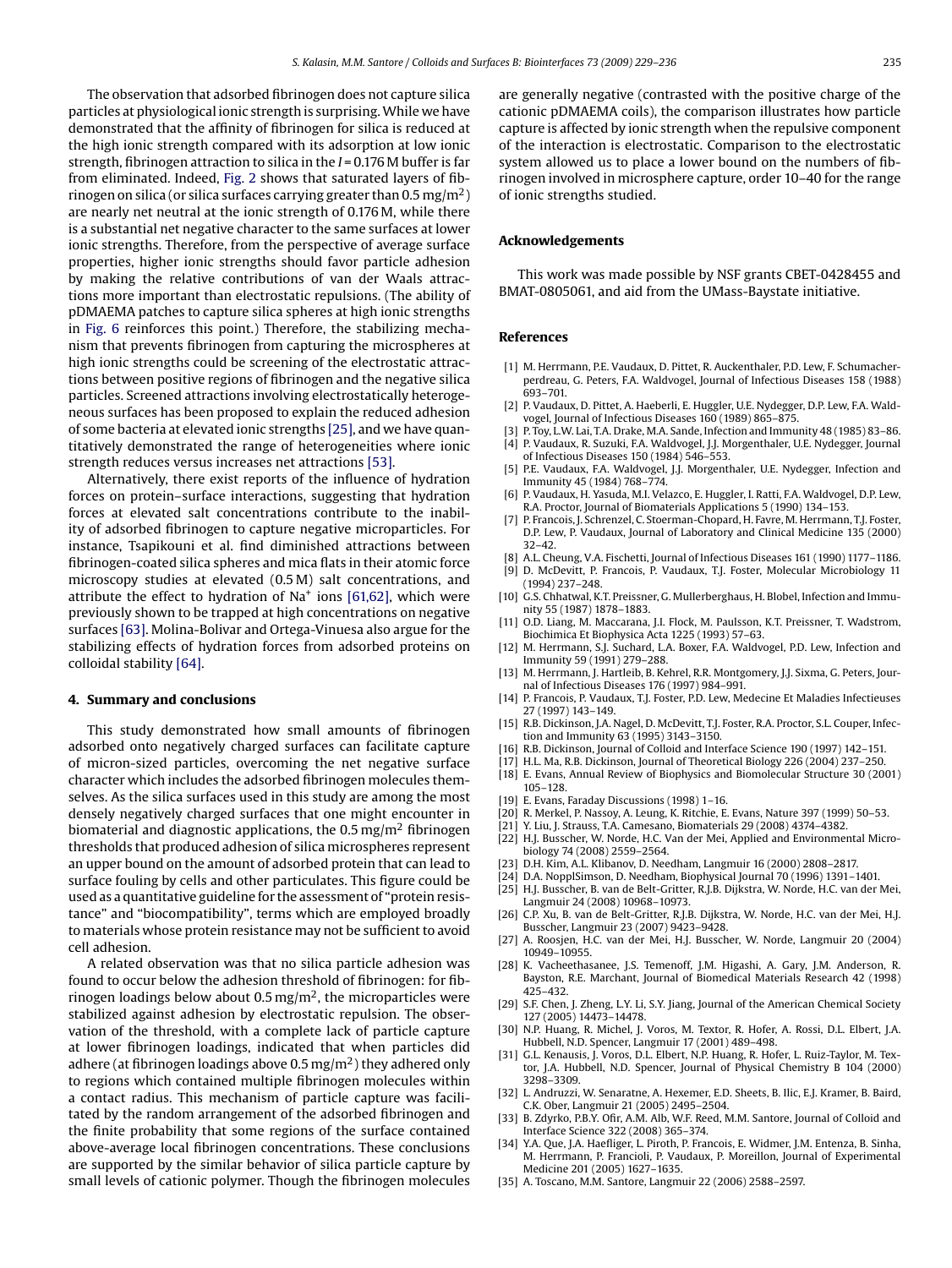The observation that adsorbed fibrinogen does not capture silica particles at physiological ionic strength is surprising. While we have demonstrated that the affinity of fibrinogen for silica is reduced at the high ionic strength compared with its adsorption at low ionic strength, fibrinogen attraction to silica in the $I$ = 0.176 M buffer is far from eliminated. Indeed, Fig. 2 shows that saturated layers of fibrinogen on silica (or silica surfaces carrying greater than 0.5 mg/m$^2$) are nearly net neutral at the ionic strength of 0.176 M, while there is a substantial net negative character to the same surfaces at lower ionic strengths. Therefore, from the perspective of average surface properties, higher ionic strengths should favor particle adhesion by making the relative contributions of van der Waals attractions more important than electrostatic repulsions. (The ability of pDMAEMA patches to capture silica spheres at high ionic strengths in Fig. 6 reinforces this point.) Therefore, the stabilizing mechanism that prevents fibrinogen from capturing the microspheres at high ionic strengths could be screening of the electrostatic attractions between positive regions of fibrinogen and the negative silica particles. Screened attractions involving electrostatically heterogeneous surfaces has been proposed to explain the reduced adhesion of some bacteria at elevated ionic strengths [25], and we have quantitatively demonstrated the range of heterogeneities where ionic strength reduces versus increases net attractions [53].

Alternatively, there exist reports of the influence of hydration forces on protein–surface interactions, suggesting that hydration forces at elevated salt concentrations contribute to the inability of adsorbed fibrinogen to capture negative microparticles. For instance, Tsapikouni et al. find diminished attractions between fibrinogen-coated silica spheres and mica flats in their atomic force microscopy studies at elevated (0.5 M) salt concentrations, and attribute the effect to hydration of $Na^+$ ions [61,62], which were previously shown to be trapped at high concentrations on negative surfaces [63]. Molina-Bolivar and Ortega-Vinuesa also argue for the stabilizing effects of hydration forces from adsorbed proteins on colloidal stability [64].

## 4. Summary and conclusions

This study demonstrated how small amounts of fibrinogen adsorbed onto negatively charged surfaces can facilitate capture of micron-sized particles, overcoming the net negative surface character which includes the adsorbed fibrinogen molecules themselves. As the silica surfaces used in this study are among the most densely negatively charged surfaces that one might encounter in biomaterial and diagnostic applications, the 0.5 mg/m$^2$ fibrinogen thresholds that produced adhesion of silica microspheres represent an upper bound on the amount of adsorbed protein that can lead to surface fouling by cells and other particulates. This figure could be used as a quantitative guideline for the assessment of "protein resistance" and "biocompatibility", terms which are employed broadly to materials whose protein resistance may not be sufficient to avoid cell adhesion.

A related observation was that no silica particle adhesion was found to occur below the adhesion threshold of fibrinogen: for fibrinogen loadings below about 0.5 mg/m$^2$, the microparticles were stabilized against adhesion by electrostatic repulsion. The observation of the threshold, with a complete lack of particle capture at lower fibrinogen loadings, indicated that when particles did adhere (at fibrinogen loadings above 0.5 mg/m$^2$) they adhered only to regions which contained multiple fibrinogen molecules within a contact radius. This mechanism of particle capture was facilitated by the random arrangement of the adsorbed fibrinogen and the finite probability that some regions of the surface contained above-average local fibrinogen concentrations. These conclusions are supported by the similar behavior of silica particle capture by small levels of cationic polymer. Though the fibrinogen molecules are generally negative (contrasted with the positive charge of the cationic pDMAEMA coils), the comparison illustrates how particle capture is affected by ionic strength when the repulsive component of the interaction is electrostatic. Comparison to the electrostatic system allowed us to place a lower bound on the numbers of fibrinogen involved in microsphere capture, order 10–40 for the range of ionic strengths studied.

## Acknowledgements

This work was made possible by NSF grants CBET-0428455 and BMAT-0805061, and aid from the UMass-Baystate initiative.

## References

[1] M. Herrmann, P.E. Vaudaux, D. Pittet, R. Auckenthaler, P.D. Lew, F. Schumacher-perdreau, G. Peters, F.A. Waldvogel, Journal of Infectious Diseases 158 (1988) 693–701.
[2] P. Vaudaux, D. Pittet, A. Haeberli, E. Huggler, U.E. Nydegger, D.P. Lew, F.A. Waldvogel, Journal of Infectious Diseases 160 (1989) 865–875.
[3] P. Toy, L.W. Lai, T.A. Drake, M.A. Sande, Infection and Immunity 48 (1985) 83–86.
[4] P. Vaudaux, R. Suzuki, F.A. Waldvogel, J.J. Morgenthaler, U.E. Nydegger, Journal of Infectious Diseases 150 (1984) 546–553.
[5] P.E. Vaudaux, F.A. Waldvogel, J.J. Morgenthaler, U.E. Nydegger, Infection and Immunity 45 (1984) 768–774.
[6] P. Vaudaux, H. Yasuda, M.I. Velazco, E. Huggler, I. Ratti, F.A. Waldvogel, D.P. Lew, R.A. Proctor, Journal of Biomaterials Applications 5 (1990) 134–153.
[7] P. Francois, J. Schrenzel, C. Stoerman-Chopard, H. Favre, M. Herrmann, T.J. Foster, D.P. Lew, P. Vaudaux, Journal of Laboratory and Clinical Medicine 135 (2000) 32–42.
[8] A.L. Cheung, V.A. Fischetti, Journal of Infectious Diseases 161 (1990) 1177–1186.
[9] D. McDevitt, P. Francois, P. Vaudaux, T.J. Foster, Molecular Microbiology 11 (1994) 237–248.
[10] G.S. Chhatwal, K.T. Preissner, G. Mullerberghaus, H. Blobel, Infection and Immunity 55 (1987) 1878–1883.
[11] O.D. Liang, M. Maccarana, J.I. Flock, M. Paulsson, K.T. Preissner, T. Wadstrom, Biochimica Et Biophysica Acta 1225 (1993) 57–63.
[12] M. Herrmann, S.J. Suchard, L.A. Boxer, F.A. Waldvogel, P.D. Lew, Infection and Immunity 59 (1991) 279–288.
[13] M. Herrmann, J. Hartleib, B. Kehrel, R.R. Montgomery, J.J. Sixma, G. Peters, Journal of Infectious Diseases 176 (1997) 984–991.
[14] P. Francois, P. Vaudaux, T.J. Foster, P.D. Lew, Medecine Et Maladies Infectieuses 27 (1997) 143–149.
[15] R.B. Dickinson, J.A. Nagel, D. McDevitt, T.J. Foster, R.A. Proctor, S.L. Cooper, Infection and Immunity 63 (1995) 3143–3150.
[16] R.B. Dickinson, Journal of Colloid and Interface Science 190 (1997) 142–151.
[17] H.L. Ma, R.B. Dickinson, Journal of Theoretical Biology 226 (2004) 237–250.
[18] E. Evans, Annual Review of Biophysics and Biomolecular Structure 30 (2001) 105–128.
[19] E. Evans, Faraday Discussions (1998) 1–16.
[20] R. Merkel, P. Nassoy, A. Leung, K. Ritchie, E. Evans, Nature 397 (1999) 50–53.
[21] Y. Liu, J. Strauss, T.A. Camesano, Biomaterials 29 (2008) 4374–4382.
[22] H.J. Busscher, W. Norde, H.C. Van der Mei, Applied and Environmental Microbiology 74 (2008) 2559–2564.
[23] D.H. Kim, A.L. Klibanov, D. Needham, Langmuir 16 (2000) 2808–2817.
[24] D.A. NopplSimson, D. Needham, Biophysical Journal 70 (1996) 1391–1401.
[25] H.J. Busscher, B. van de Belt-Gritter, R.J.B. Dijkstra, W. Norde, H.C. van der Mei, Langmuir 24 (2008) 10968–10973.
[26] C.P. Xu, B. van de Belt-Gritter, R.J.B. Dijkstra, W. Norde, H.C. van der Mei, H.J. Busscher, Langmuir 23 (2007) 9423–9428.
[27] A. Roosjen, H.C. van der Mei, H.J. Busscher, W. Norde, Langmuir 20 (2004) 10949–10955.
[28] K. Vacheethasanee, J.S. Temenoff, J.M. Higashi, A. Gary, J.M. Anderson, R. Bayston, R.E. Marchant, Journal of Biomedical Materials Research 42 (1998) 425–432.
[29] S.F. Chen, J. Zheng, L.Y. Li, S.Y. Jiang, Journal of the American Chemical Society 127 (2005) 14473–14478.
[30] N.P. Huang, R. Michel, J. Voros, M. Textor, R. Hofer, A. Rossi, D.L. Elbert, J.A. Hubbell, N.D. Spencer, Langmuir 17 (2001) 489–498.
[31] G.L. Kenausis, J. Voros, D.L. Elbert, N.P. Huang, R. Hofer, L. Ruiz-Taylor, M. Textor, J.A. Hubbell, N.D. Spencer, Journal of Physical Chemistry B 104 (2000) 3298–3309.
[32] L. Andruzzi, W. Senaratne, A. Hexemer, E.D. Sheets, B. Ilic, E.J. Kramer, B. Baird, C.K. Ober, Langmuir 21 (2005) 2495–2504.
[33] B. Zdyrko, P.B.Y. Ofir, A.M. Alb, W.F. Reed, M.M. Santore, Journal of Colloid and Interface Science 322 (2008) 365–374.
[34] Y.A. Que, J.A. Haefliger, L. Piroth, P. Francois, E. Widmer, J.M. Entenza, B. Sinha, M. Herrmann, P. Francioli, P. Vaudaux, P. Moreillon, Journal of Experimental Medicine 201 (2005) 1627–1635.
[35] A. Toscano, M.M. Santore, Langmuir 22 (2006) 2588–2597.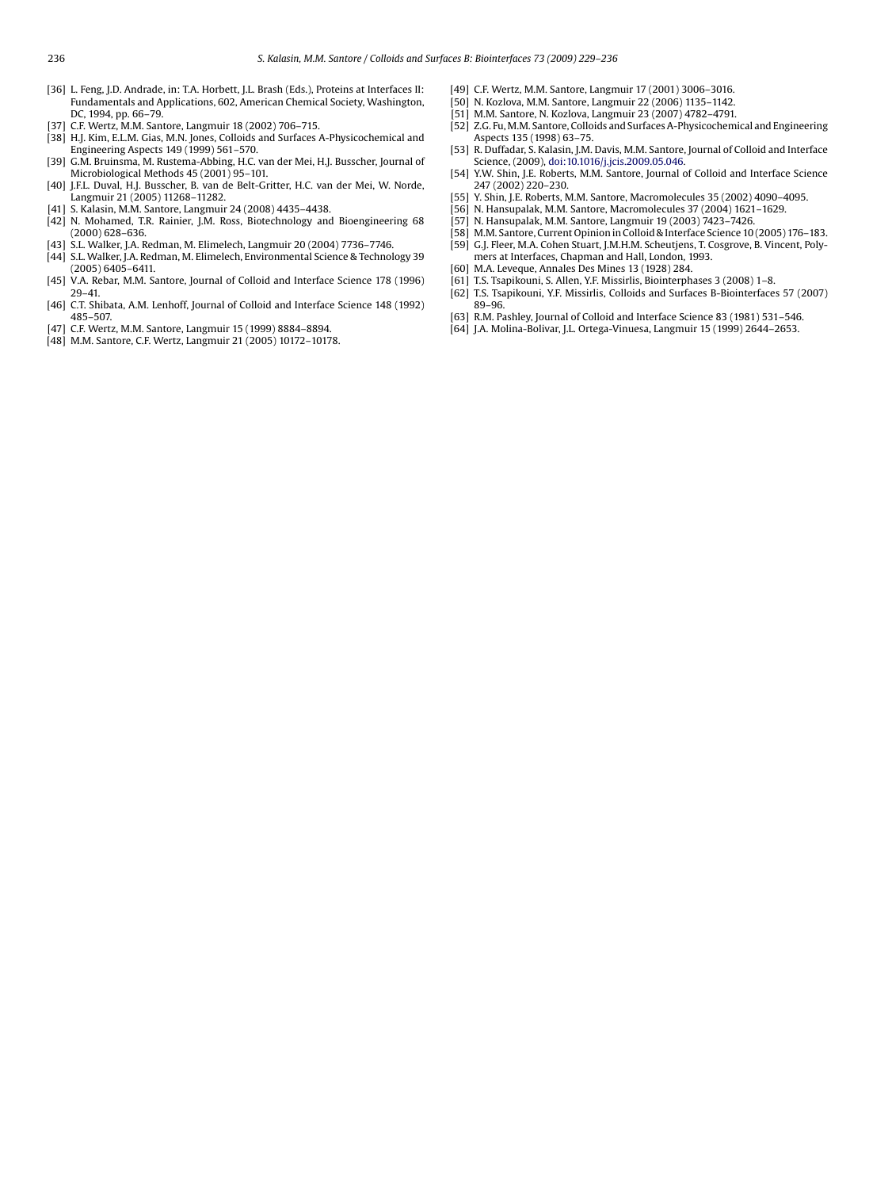[36] L. Feng, J.D. Andrade, in: T.A. Horbett, J.L. Brash (Eds.), Proteins at Interfaces II: Fundamentals and Applications, 602, American Chemical Society, Washington, DC, 1994, pp. 66–79.
[37] C.F. Wertz, M.M. Santore, Langmuir 18 (2002) 706–715.
[38] H.J. Kim, E.L.M. Gias, M.N. Jones, Colloids and Surfaces A-Physicochemical and Engineering Aspects 149 (1999) 561–570.
[39] G.M. Bruinsma, M. Rustema-Abbing, H.C. van der Mei, H.J. Busscher, Journal of Microbiological Methods 45 (2001) 95–101.
[40] J.F.L. Duval, H.J. Busscher, B. van de Belt-Gritter, H.C. van der Mei, W. Norde, Langmuir 21 (2005) 11268–11282.
[41] S. Kalasin, M.M. Santore, Langmuir 24 (2008) 4435–4438.
[42] N. Mohamed, T.R. Rainier, J.M. Ross, Biotechnology and Bioengineering 68 (2000) 628–636.
[43] S.L. Walker, J.A. Redman, M. Elimelech, Langmuir 20 (2004) 7736–7746.
[44] S.L. Walker, J.A. Redman, M. Elimelech, Environmental Science & Technology 39 (2005) 6405–6411.
[45] V.A. Rebar, M.M. Santore, Journal of Colloid and Interface Science 178 (1996) 29–41.
[46] C.T. Shibata, A.M. Lenhoff, Journal of Colloid and Interface Science 148 (1992) 485–507.
[47] C.F. Wertz, M.M. Santore, Langmuir 15 (1999) 8884–8894.
[48] M.M. Santore, C.F. Wertz, Langmuir 21 (2005) 10172–10178.
[49] C.F. Wertz, M.M. Santore, Langmuir 17 (2001) 3006–3016.
[50] N. Kozlova, M.M. Santore, Langmuir 22 (2006) 1135–1142.
[51] M.M. Santore, N. Kozlova, Langmuir 23 (2007) 4782–4791.
[52] Z.G. Fu, M.M. Santore, Colloids and Surfaces A-Physicochemical and Engineering Aspects 135 (1998) 63–75.
[53] R. Duffadar, S. Kalasin, J.M. Davis, M.M. Santore, Journal of Colloid and Interface Science, (2009), doi:10.1016/j.jcis.2009.05.046.
[54] Y.W. Shin, J.E. Roberts, M.M. Santore, Journal of Colloid and Interface Science 247 (2002) 220–230.
[55] Y. Shin, J.E. Roberts, M.M. Santore, Macromolecules 35 (2002) 4090–4095.
[56] N. Hansupalak, M.M. Santore, Macromolecules 37 (2004) 1621–1629.
[57] N. Hansupalak, M.M. Santore, Langmuir 19 (2003) 7423–7426.
[58] M.M. Santore, Current Opinion in Colloid & Interface Science 10 (2005) 176–183.
[59] G.J. Fleer, M.A. Cohen Stuart, J.M.H.M. Scheutjens, T. Cosgrove, B. Vincent, Polymers at Interfaces, Chapman and Hall, London, 1993.
[60] M.A. Leveque, Annales Des Mines 13 (1928) 284.
[61] T.S. Tsapikouni, S. Allen, Y.F. Missirlis, Biointerphases 3 (2008) 1–8.
[62] T.S. Tsapikouni, Y.F. Missirlis, Colloids and Surfaces B-Biointerfaces 57 (2007) 89–96.
[63] R.M. Pashley, Journal of Colloid and Interface Science 83 (1981) 531–546.
[64] J.A. Molina-Bolivar, J.L. Ortega-Vinuesa, Langmuir 15 (1999) 2644–2653.